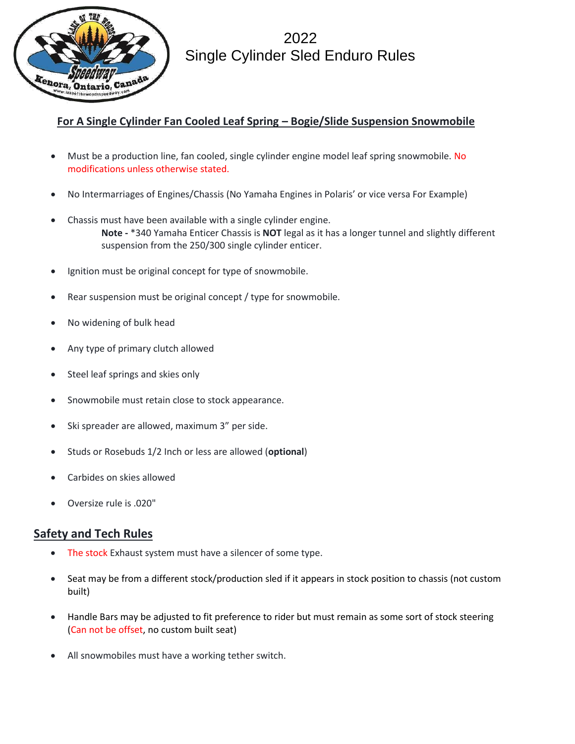# 2022
# Single Cylinder Sled Enduro Rules

## For A Single Cylinder Fan Cooled Leaf Spring – Bogie/Slide Suspension Snowmobile

- Must be a production line, fan cooled, single cylinder engine model leaf spring snowmobile. No modifications unless otherwise stated.
- No Intermarriages of Engines/Chassis (No Yamaha Engines in Polaris' or vice versa For Example)
- Chassis must have been available with a single cylinder engine.
  **Note -** *340 Yamaha Enticer Chassis is **NOT** legal as it has a longer tunnel and slightly different suspension from the 250/300 single cylinder enticer.
- Ignition must be original concept for type of snowmobile.
- Rear suspension must be original concept / type for snowmobile.
- No widening of bulk head
- Any type of primary clutch allowed
- Steel leaf springs and skies only
- Snowmobile must retain close to stock appearance.
- Ski spreader are allowed, maximum 3" per side.
- Studs or Rosebuds 1/2 Inch or less are allowed (**optional**)
- Carbides on skies allowed
- Oversize rule is .020"

## Safety and Tech Rules

- The stock Exhaust system must have a silencer of some type.
- Seat may be from a different stock/production sled if it appears in stock position to chassis (not custom built)
- Handle Bars may be adjusted to fit preference to rider but must remain as some sort of stock steering (Can not be offset, no custom built seat)
- All snowmobiles must have a working tether switch.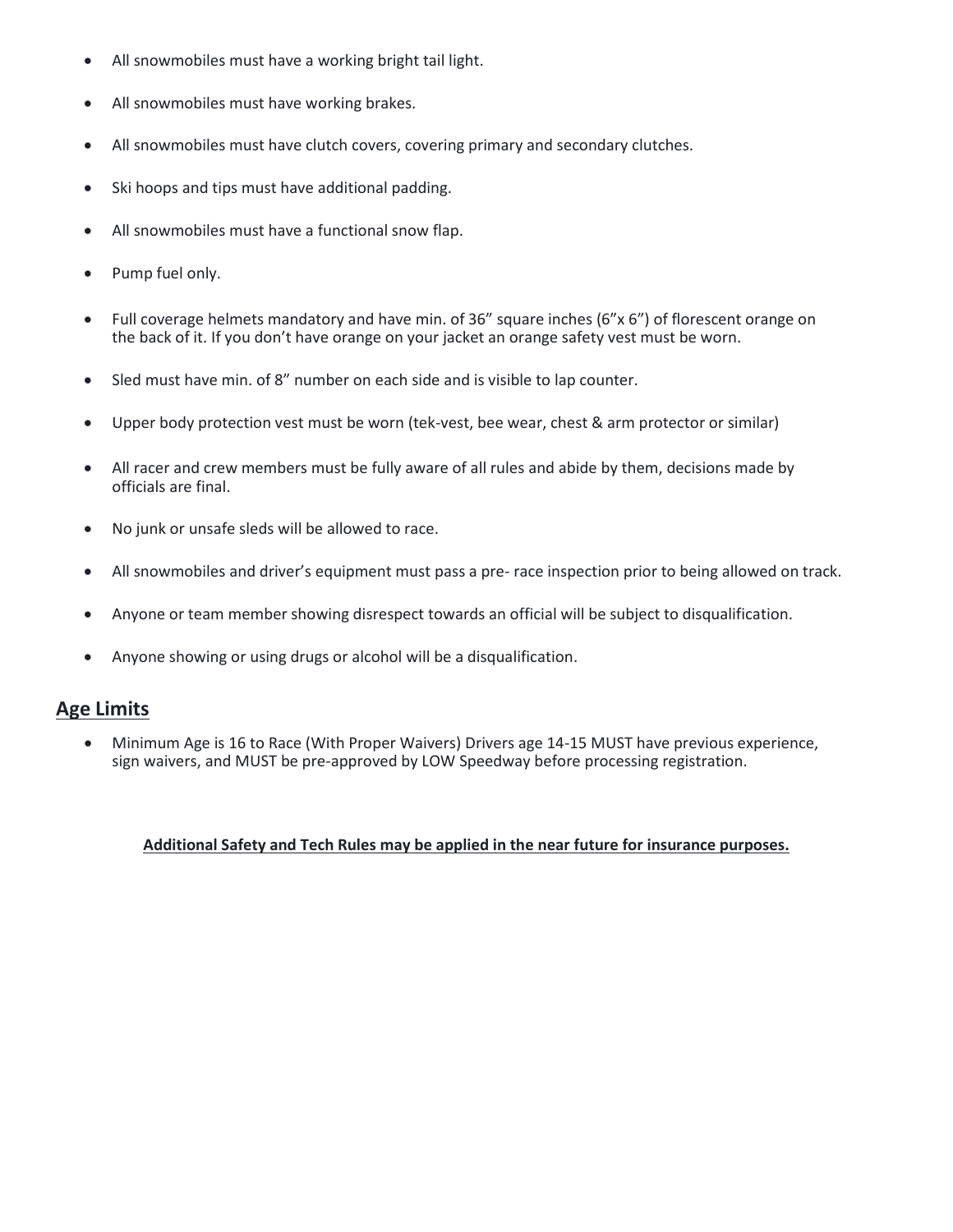- All snowmobiles must have a working bright tail light.
- All snowmobiles must have working brakes.
- All snowmobiles must have clutch covers, covering primary and secondary clutches.
- Ski hoops and tips must have additional padding.
- All snowmobiles must have a functional snow flap.
- Pump fuel only.
- Full coverage helmets mandatory and have min. of 36" square inches (6"x 6") of florescent orange on the back of it. If you don't have orange on your jacket an orange safety vest must be worn.
- Sled must have min. of 8" number on each side and is visible to lap counter.
- Upper body protection vest must be worn (tek-vest, bee wear, chest & arm protector or similar)
- All racer and crew members must be fully aware of all rules and abide by them, decisions made by officials are final.
- No junk or unsafe sleds will be allowed to race.
- All snowmobiles and driver's equipment must pass a pre- race inspection prior to being allowed on track.
- Anyone or team member showing disrespect towards an official will be subject to disqualification.
- Anyone showing or using drugs or alcohol will be a disqualification.

## Age Limits

- Minimum Age is 16 to Race (With Proper Waivers) Drivers age 14-15 MUST have previous experience, sign waivers, and MUST be pre-approved by LOW Speedway before processing registration.

**Additional Safety and Tech Rules may be applied in the near future for insurance purposes.**